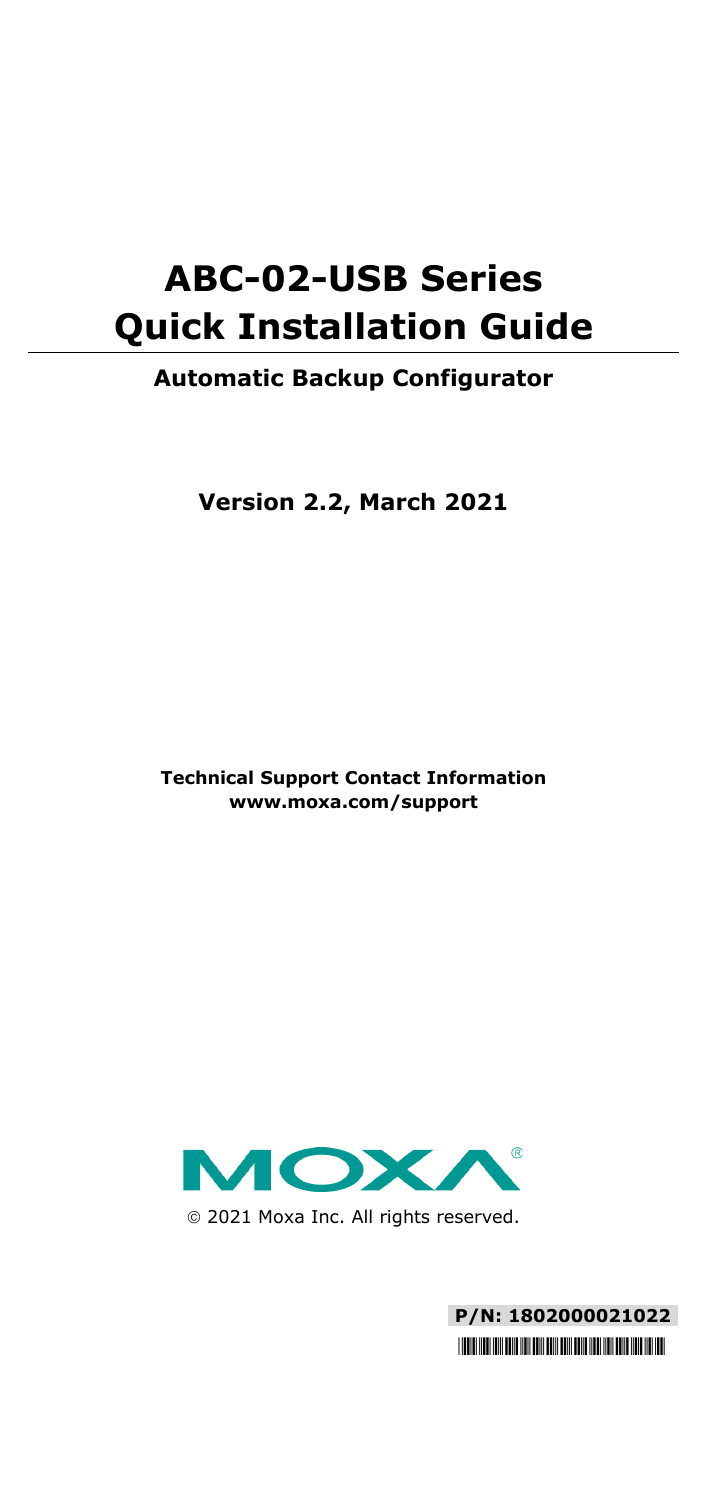# ABC-02-USB Series Quick Installation Guide

## Automatic Backup Configurator

**Version 2.2, March 2021**

**Technical Support Contact Information**
**www.moxa.com/support**

© 2021 Moxa Inc. All rights reserved.

**P/N: 1802000021022**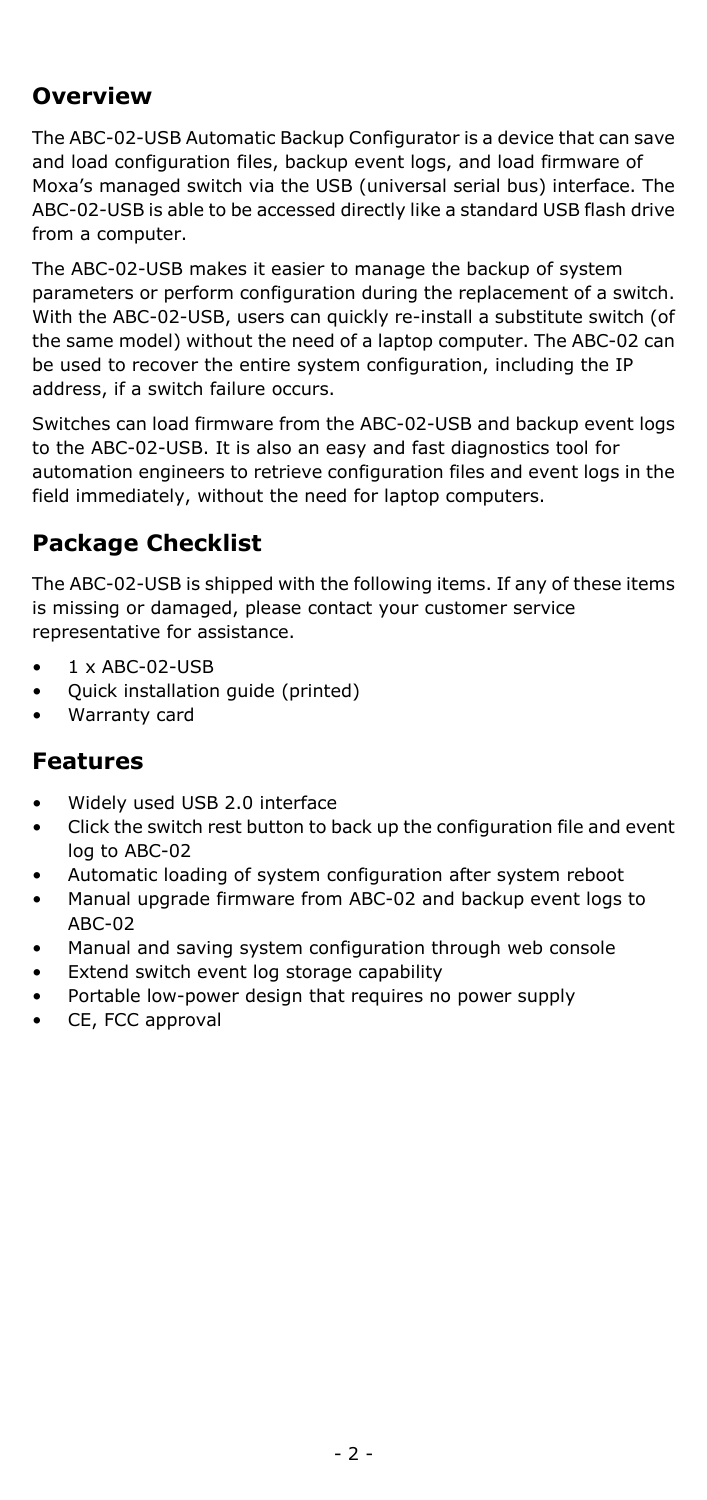## Overview

The ABC-02-USB Automatic Backup Configurator is a device that can save and load configuration files, backup event logs, and load firmware of Moxa's managed switch via the USB (universal serial bus) interface. The ABC-02-USB is able to be accessed directly like a standard USB flash drive from a computer.

The ABC-02-USB makes it easier to manage the backup of system parameters or perform configuration during the replacement of a switch. With the ABC-02-USB, users can quickly re-install a substitute switch (of the same model) without the need of a laptop computer. The ABC-02 can be used to recover the entire system configuration, including the IP address, if a switch failure occurs.

Switches can load firmware from the ABC-02-USB and backup event logs to the ABC-02-USB. It is also an easy and fast diagnostics tool for automation engineers to retrieve configuration files and event logs in the field immediately, without the need for laptop computers.

## Package Checklist

The ABC-02-USB is shipped with the following items. If any of these items is missing or damaged, please contact your customer service representative for assistance.

- 1 x ABC-02-USB
- Quick installation guide (printed)
- Warranty card

## Features

- Widely used USB 2.0 interface
- Click the switch rest button to back up the configuration file and event log to ABC-02
- Automatic loading of system configuration after system reboot
- Manual upgrade firmware from ABC-02 and backup event logs to ABC-02
- Manual and saving system configuration through web console
- Extend switch event log storage capability
- Portable low-power design that requires no power supply
- CE, FCC approval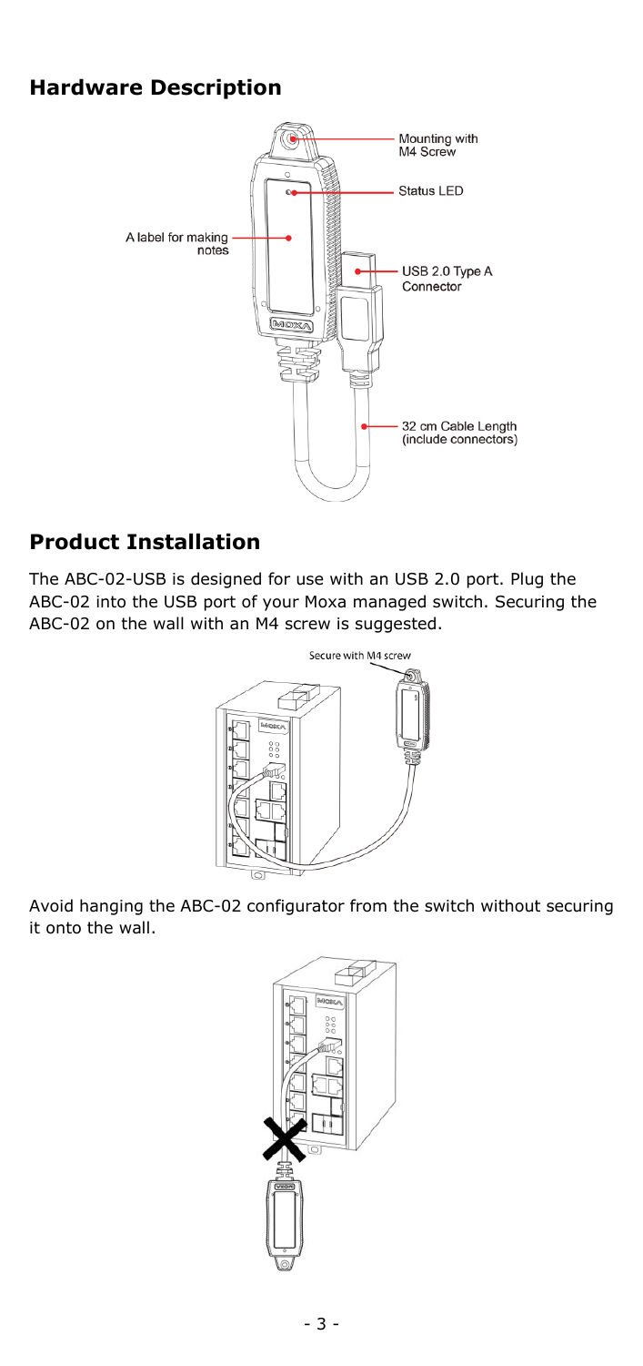## Hardware Description

## Product Installation

The ABC-02-USB is designed for use with an USB 2.0 port. Plug the ABC-02 into the USB port of your Moxa managed switch. Securing the ABC-02 on the wall with an M4 screw is suggested.

Avoid hanging the ABC-02 configurator from the switch without securing it onto the wall.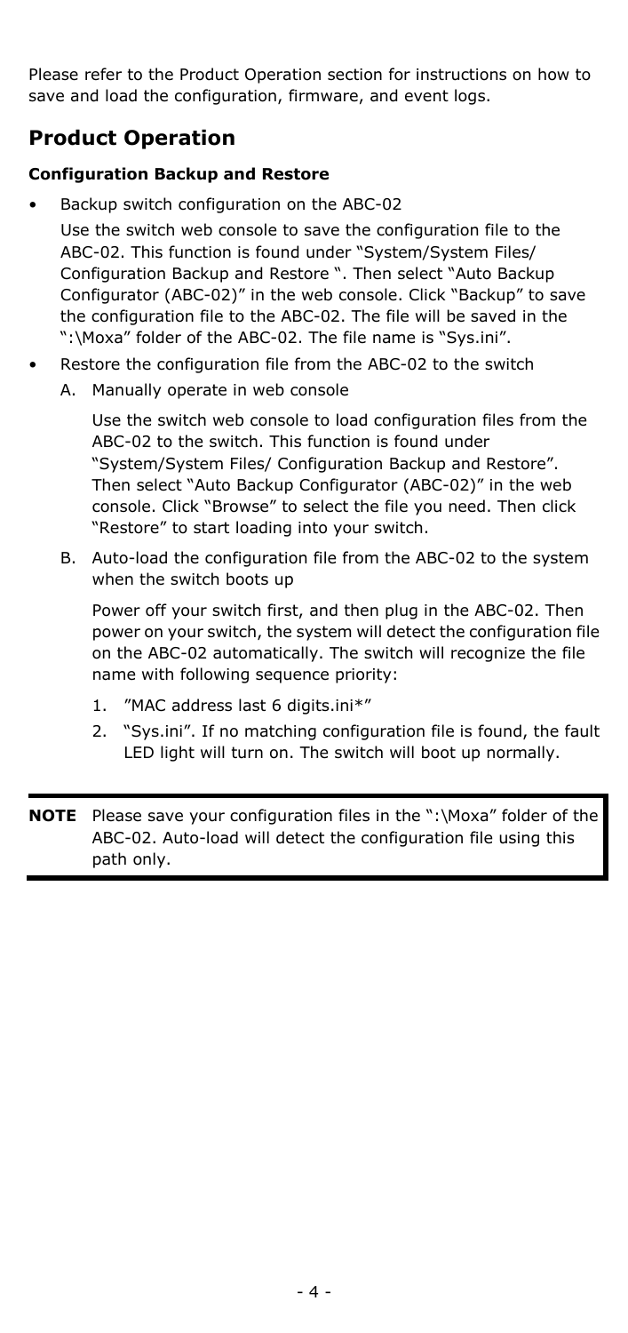Please refer to the Product Operation section for instructions on how to save and load the configuration, firmware, and event logs.

## Product Operation

### Configuration Backup and Restore

- Backup switch configuration on the ABC-02

  Use the switch web console to save the configuration file to the ABC-02. This function is found under "System/System Files/ Configuration Backup and Restore ". Then select "Auto Backup Configurator (ABC-02)" in the web console. Click "Backup" to save the configuration file to the ABC-02. The file will be saved in the ":\Moxa" folder of the ABC-02. The file name is "Sys.ini".

- Restore the configuration file from the ABC-02 to the switch

  A. Manually operate in web console

     Use the switch web console to load configuration files from the ABC-02 to the switch. This function is found under "System/System Files/ Configuration Backup and Restore". Then select "Auto Backup Configurator (ABC-02)" in the web console. Click "Browse" to select the file you need. Then click "Restore" to start loading into your switch.

  B. Auto-load the configuration file from the ABC-02 to the system when the switch boots up

     Power off your switch first, and then plug in the ABC-02. Then power on your switch, the system will detect the configuration file on the ABC-02 automatically. The switch will recognize the file name with following sequence priority:

     1. "MAC address last 6 digits.ini*"
     2. "Sys.ini". If no matching configuration file is found, the fault LED light will turn on. The switch will boot up normally.

**NOTE** Please save your configuration files in the ":\Moxa" folder of the ABC-02. Auto-load will detect the configuration file using this path only.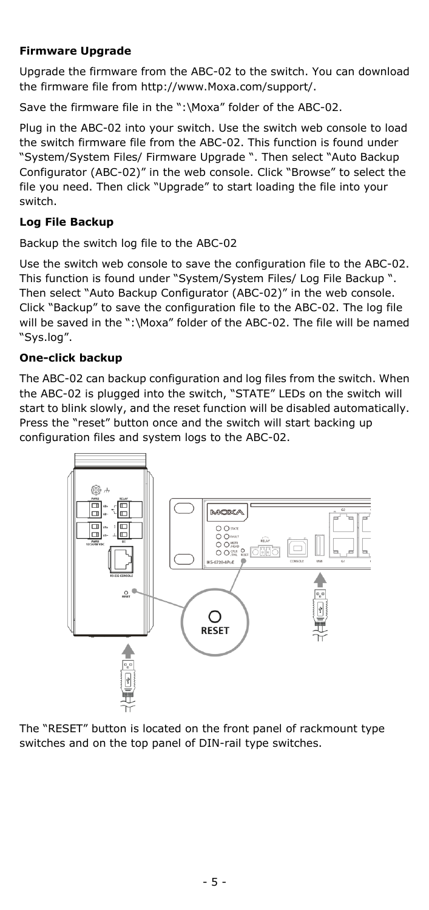**Firmware Upgrade**

Upgrade the firmware from the ABC-02 to the switch. You can download the firmware file from http://www.Moxa.com/support/.

Save the firmware file in the ":\Moxa" folder of the ABC-02.

Plug in the ABC-02 into your switch. Use the switch web console to load the switch firmware file from the ABC-02. This function is found under "System/System Files/ Firmware Upgrade ". Then select "Auto Backup Configurator (ABC-02)" in the web console. Click "Browse" to select the file you need. Then click "Upgrade" to start loading the file into your switch.

**Log File Backup**

Backup the switch log file to the ABC-02

Use the switch web console to save the configuration file to the ABC-02. This function is found under "System/System Files/ Log File Backup ". Then select "Auto Backup Configurator (ABC-02)" in the web console. Click "Backup" to save the configuration file to the ABC-02. The log file will be saved in the ":\Moxa" folder of the ABC-02. The file will be named "Sys.log".

**One-click backup**

The ABC-02 can backup configuration and log files from the switch. When the ABC-02 is plugged into the switch, "STATE" LEDs on the switch will start to blink slowly, and the reset function will be disabled automatically. Press the "reset" button once and the switch will start backing up configuration files and system logs to the ABC-02.

The "RESET" button is located on the front panel of rackmount type switches and on the top panel of DIN-rail type switches.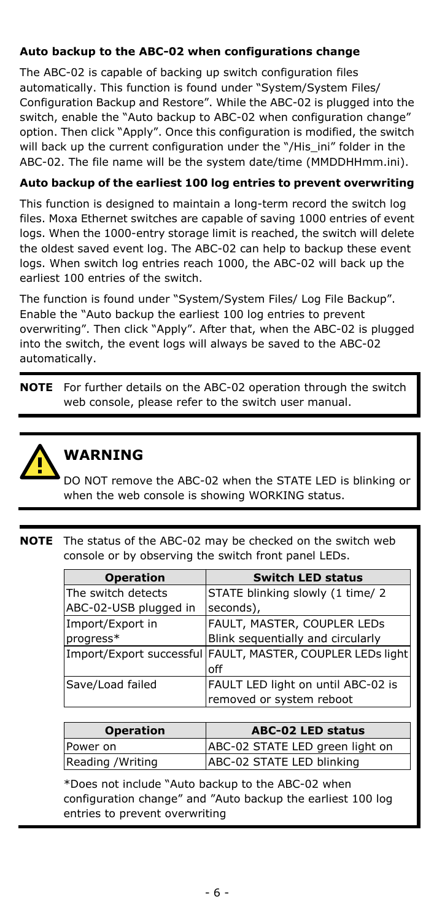**Auto backup to the ABC-02 when configurations change**

The ABC-02 is capable of backing up switch configuration files automatically. This function is found under "System/System Files/ Configuration Backup and Restore". While the ABC-02 is plugged into the switch, enable the "Auto backup to ABC-02 when configuration change" option. Then click "Apply". Once this configuration is modified, the switch will back up the current configuration under the "/His_ini" folder in the ABC-02. The file name will be the system date/time (MMDDHHmm.ini).

**Auto backup of the earliest 100 log entries to prevent overwriting**

This function is designed to maintain a long-term record the switch log files. Moxa Ethernet switches are capable of saving 1000 entries of event logs. When the 1000-entry storage limit is reached, the switch will delete the oldest saved event log. The ABC-02 can help to backup these event logs. When switch log entries reach 1000, the ABC-02 will back up the earliest 100 entries of the switch.

The function is found under "System/System Files/ Log File Backup". Enable the "Auto backup the earliest 100 log entries to prevent overwriting". Then click "Apply". After that, when the ABC-02 is plugged into the switch, the event logs will always be saved to the ABC-02 automatically.

**NOTE** For further details on the ABC-02 operation through the switch web console, please refer to the switch user manual.

**WARNING**

DO NOT remove the ABC-02 when the STATE LED is blinking or when the web console is showing WORKING status.

**NOTE** The status of the ABC-02 may be checked on the switch web console or by observing the switch front panel LEDs.

| Operation | Switch LED status |
|---|---|
| The switch detects ABC-02-USB plugged in | STATE blinking slowly (1 time/ 2 seconds), |
| Import/Export in progress* | FAULT, MASTER, COUPLER LEDs Blink sequentially and circularly |
| Import/Export successful | FAULT, MASTER, COUPLER LEDs light off |
| Save/Load failed | FAULT LED light on until ABC-02 is removed or system reboot |

| Operation | ABC-02 LED status |
|---|---|
| Power on | ABC-02 STATE LED green light on |
| Reading /Writing | ABC-02 STATE LED blinking |

*Does not include "Auto backup to the ABC-02 when configuration change" and "Auto backup the earliest 100 log entries to prevent overwriting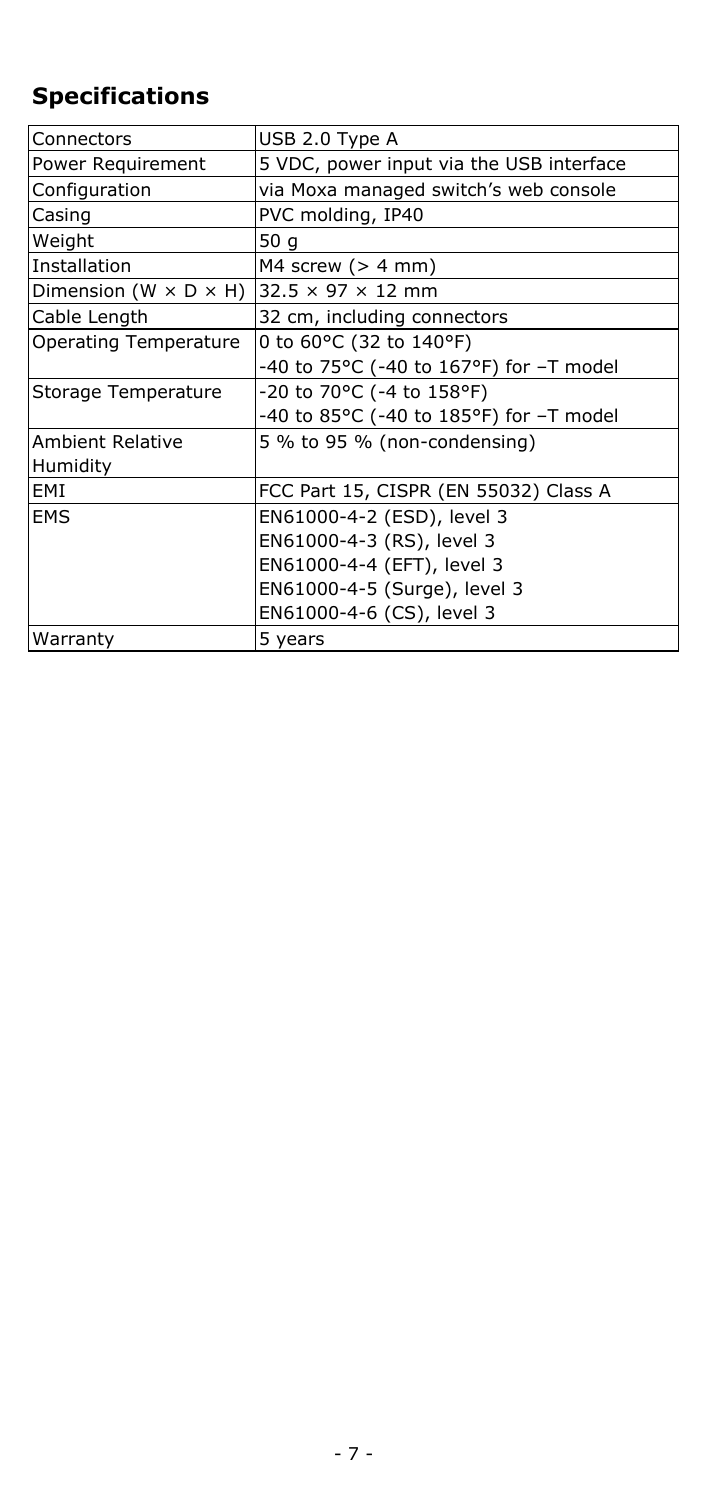## Specifications

| | |
|---|---|
| Connectors | USB 2.0 Type A |
| Power Requirement | 5 VDC, power input via the USB interface |
| Configuration | via Moxa managed switch's web console |
| Casing | PVC molding, IP40 |
| Weight | 50 g |
| Installation | M4 screw (> 4 mm) |
| Dimension (W × D × H) | 32.5 × 97 × 12 mm |
| Cable Length | 32 cm, including connectors |
| Operating Temperature | 0 to 60°C (32 to 140°F)<br>-40 to 75°C (-40 to 167°F) for –T model |
| Storage Temperature | -20 to 70°C (-4 to 158°F)<br>-40 to 85°C (-40 to 185°F) for –T model |
| Ambient Relative Humidity | 5 % to 95 % (non-condensing) |
| EMI | FCC Part 15, CISPR (EN 55032) Class A |
| EMS | EN61000-4-2 (ESD), level 3<br>EN61000-4-3 (RS), level 3<br>EN61000-4-4 (EFT), level 3<br>EN61000-4-5 (Surge), level 3<br>EN61000-4-6 (CS), level 3 |
| Warranty | 5 years |